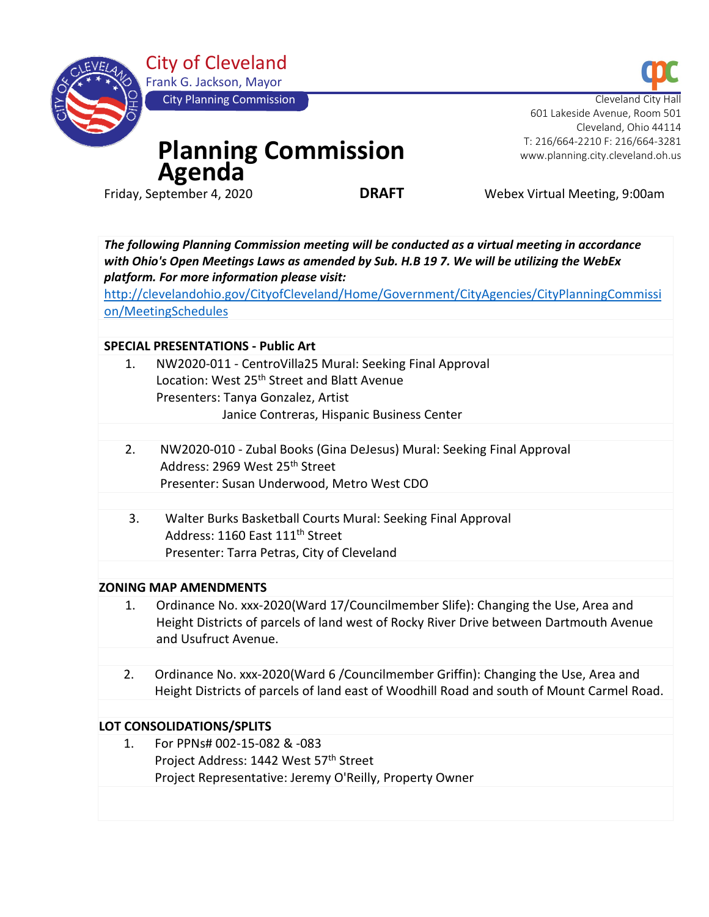City of Cleveland
Frank G. Jackson, Mayor
City Planning Commission

Cleveland City Hall
601 Lakeside Avenue, Room 501
Cleveland, Ohio 44114
T: 216/664-2210 F: 216/664-3281
www.planning.city.cleveland.oh.us

# Planning Commission Agenda

Friday, September 4, 2020 **DRAFT** Webex Virtual Meeting, 9:00am

***The following Planning Commission meeting will be conducted as a virtual meeting in accordance with Ohio's Open Meetings Laws as amended by Sub. H.B 19 7. We will be utilizing the WebEx platform. For more information please visit:***
http://clevelandohio.gov/CityofCleveland/Home/Government/CityAgencies/CityPlanningCommission/MeetingSchedules

**SPECIAL PRESENTATIONS - Public Art**

1. NW2020-011 - CentroVilla25 Mural: Seeking Final Approval
   Location: West 25th Street and Blatt Avenue
   Presenters: Tanya Gonzalez, Artist
   Janice Contreras, Hispanic Business Center

2. NW2020-010 - Zubal Books (Gina DeJesus) Mural: Seeking Final Approval
   Address: 2969 West 25th Street
   Presenter: Susan Underwood, Metro West CDO

3. Walter Burks Basketball Courts Mural: Seeking Final Approval
   Address: 1160 East 111th Street
   Presenter: Tarra Petras, City of Cleveland

**ZONING MAP AMENDMENTS**

1. Ordinance No. xxx-2020(Ward 17/Councilmember Slife): Changing the Use, Area and Height Districts of parcels of land west of Rocky River Drive between Dartmouth Avenue and Usufruct Avenue.

2. Ordinance No. xxx-2020(Ward 6 /Councilmember Griffin): Changing the Use, Area and Height Districts of parcels of land east of Woodhill Road and south of Mount Carmel Road.

**LOT CONSOLIDATIONS/SPLITS**

1. For PPNs# 002-15-082 & -083
   Project Address: 1442 West 57th Street
   Project Representative: Jeremy O'Reilly, Property Owner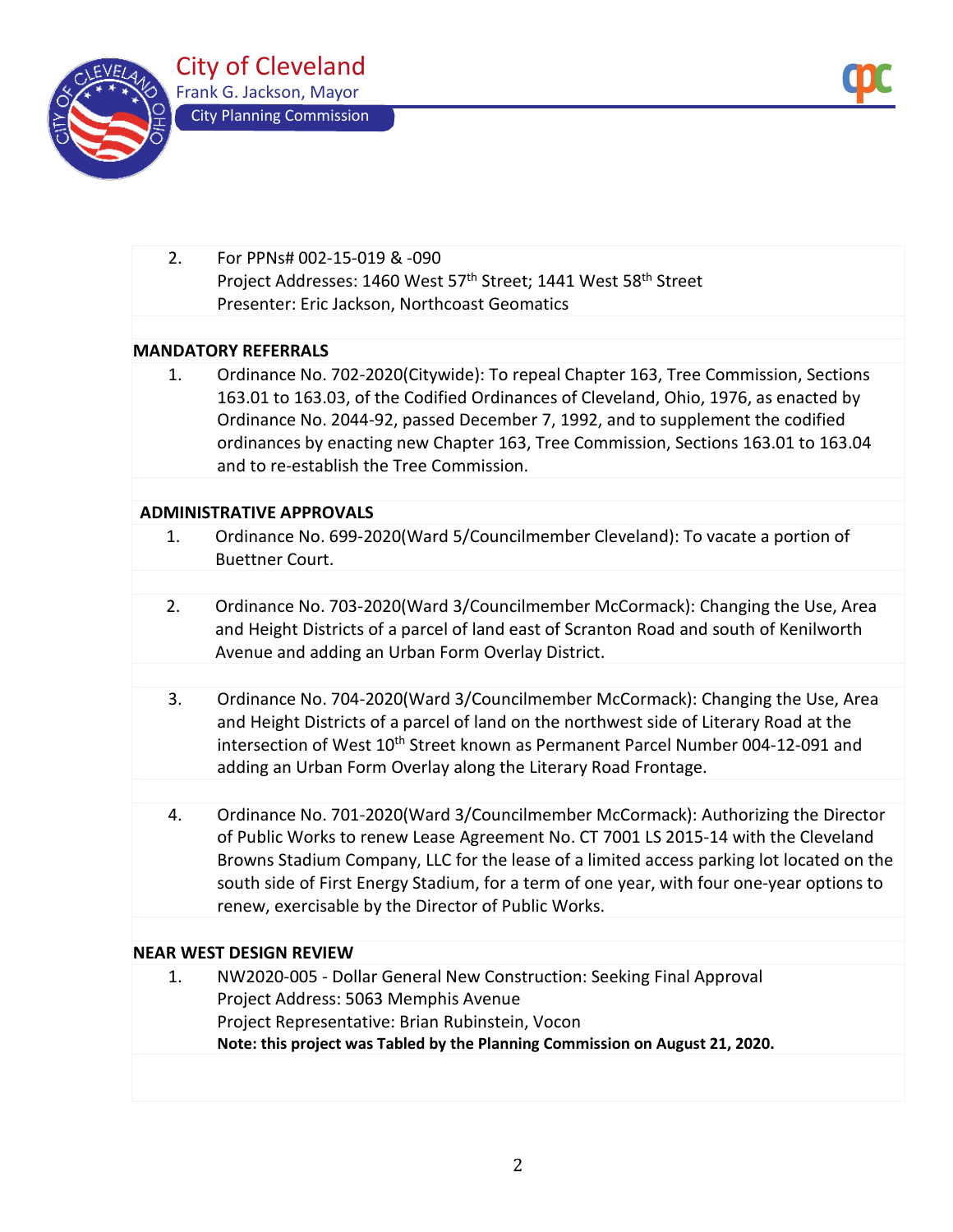2. For PPNs# 002-15-019 & -090
   Project Addresses: 1460 West 57th Street; 1441 West 58th Street
   Presenter: Eric Jackson, Northcoast Geomatics

**MANDATORY REFERRALS**

1. Ordinance No. 702-2020(Citywide): To repeal Chapter 163, Tree Commission, Sections 163.01 to 163.03, of the Codified Ordinances of Cleveland, Ohio, 1976, as enacted by Ordinance No. 2044-92, passed December 7, 1992, and to supplement the codified ordinances by enacting new Chapter 163, Tree Commission, Sections 163.01 to 163.04 and to re-establish the Tree Commission.

**ADMINISTRATIVE APPROVALS**

1. Ordinance No. 699-2020(Ward 5/Councilmember Cleveland): To vacate a portion of Buettner Court.

2. Ordinance No. 703-2020(Ward 3/Councilmember McCormack): Changing the Use, Area and Height Districts of a parcel of land east of Scranton Road and south of Kenilworth Avenue and adding an Urban Form Overlay District.

3. Ordinance No. 704-2020(Ward 3/Councilmember McCormack): Changing the Use, Area and Height Districts of a parcel of land on the northwest side of Literary Road at the intersection of West 10th Street known as Permanent Parcel Number 004-12-091 and adding an Urban Form Overlay along the Literary Road Frontage.

4. Ordinance No. 701-2020(Ward 3/Councilmember McCormack): Authorizing the Director of Public Works to renew Lease Agreement No. CT 7001 LS 2015-14 with the Cleveland Browns Stadium Company, LLC for the lease of a limited access parking lot located on the south side of First Energy Stadium, for a term of one year, with four one-year options to renew, exercisable by the Director of Public Works.

**NEAR WEST DESIGN REVIEW**

1. NW2020-005 - Dollar General New Construction: Seeking Final Approval
   Project Address: 5063 Memphis Avenue
   Project Representative: Brian Rubinstein, Vocon
   **Note: this project was Tabled by the Planning Commission on August 21, 2020.**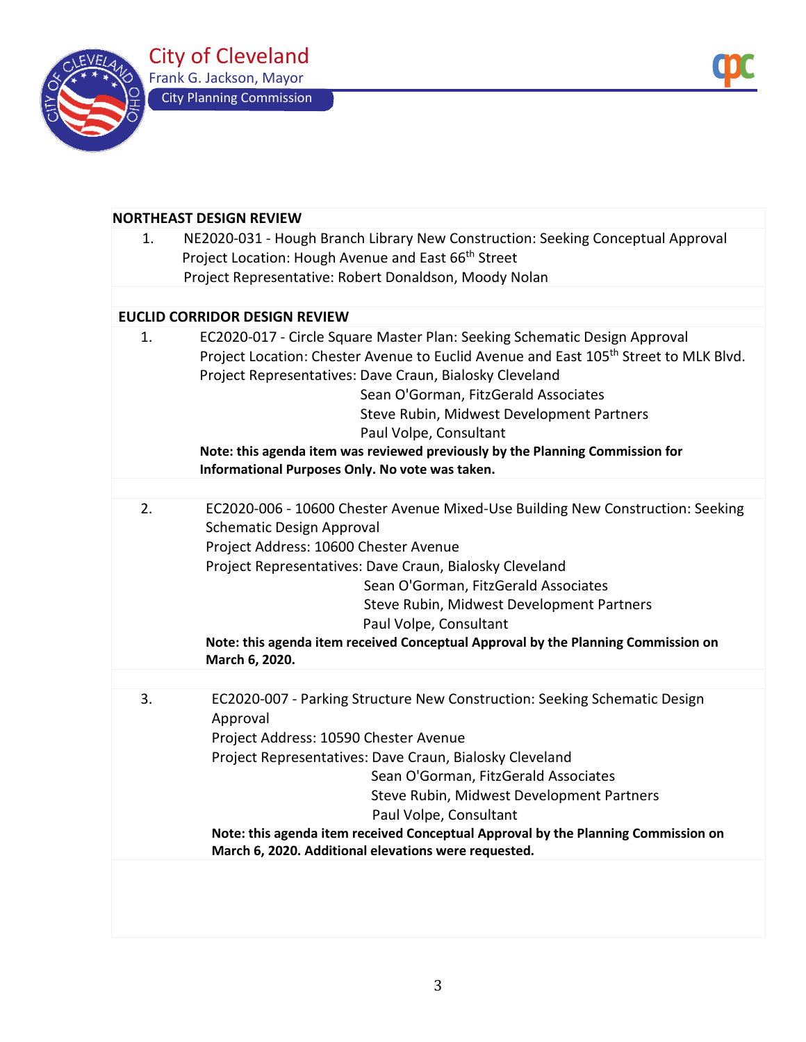## NORTHEAST DESIGN REVIEW

1. NE2020-031 - Hough Branch Library New Construction: Seeking Conceptual Approval
   Project Location: Hough Avenue and East 66th Street
   Project Representative: Robert Donaldson, Moody Nolan

## EUCLID CORRIDOR DESIGN REVIEW

1. EC2020-017 - Circle Square Master Plan: Seeking Schematic Design Approval
   Project Location: Chester Avenue to Euclid Avenue and East 105th Street to MLK Blvd.
   Project Representatives: Dave Craun, Bialosky Cleveland
   Sean O'Gorman, FitzGerald Associates
   Steve Rubin, Midwest Development Partners
   Paul Volpe, Consultant
   **Note: this agenda item was reviewed previously by the Planning Commission for Informational Purposes Only. No vote was taken.**

2. EC2020-006 - 10600 Chester Avenue Mixed-Use Building New Construction: Seeking Schematic Design Approval
   Project Address: 10600 Chester Avenue
   Project Representatives: Dave Craun, Bialosky Cleveland
   Sean O'Gorman, FitzGerald Associates
   Steve Rubin, Midwest Development Partners
   Paul Volpe, Consultant
   **Note: this agenda item received Conceptual Approval by the Planning Commission on March 6, 2020.**

3. EC2020-007 - Parking Structure New Construction: Seeking Schematic Design Approval
   Project Address: 10590 Chester Avenue
   Project Representatives: Dave Craun, Bialosky Cleveland
   Sean O'Gorman, FitzGerald Associates
   Steve Rubin, Midwest Development Partners
   Paul Volpe, Consultant
   **Note: this agenda item received Conceptual Approval by the Planning Commission on March 6, 2020. Additional elevations were requested.**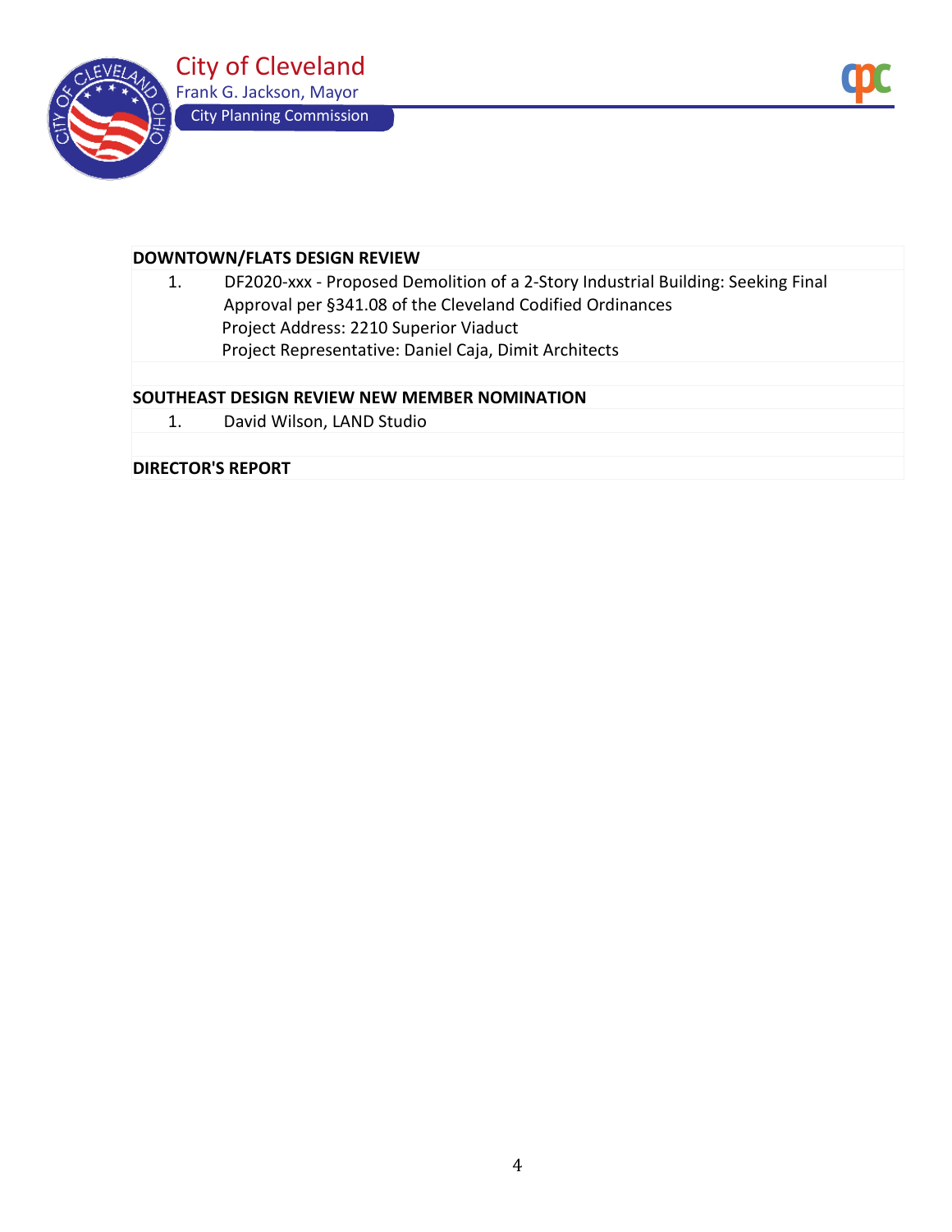City of Cleveland
Frank G. Jackson, Mayor
City Planning Commission

## DOWNTOWN/FLATS DESIGN REVIEW

1. DF2020-xxx - Proposed Demolition of a 2-Story Industrial Building: Seeking Final Approval per §341.08 of the Cleveland Codified Ordinances
   Project Address: 2210 Superior Viaduct
   Project Representative: Daniel Caja, Dimit Architects

## SOUTHEAST DESIGN REVIEW NEW MEMBER NOMINATION

1. David Wilson, LAND Studio

## DIRECTOR'S REPORT